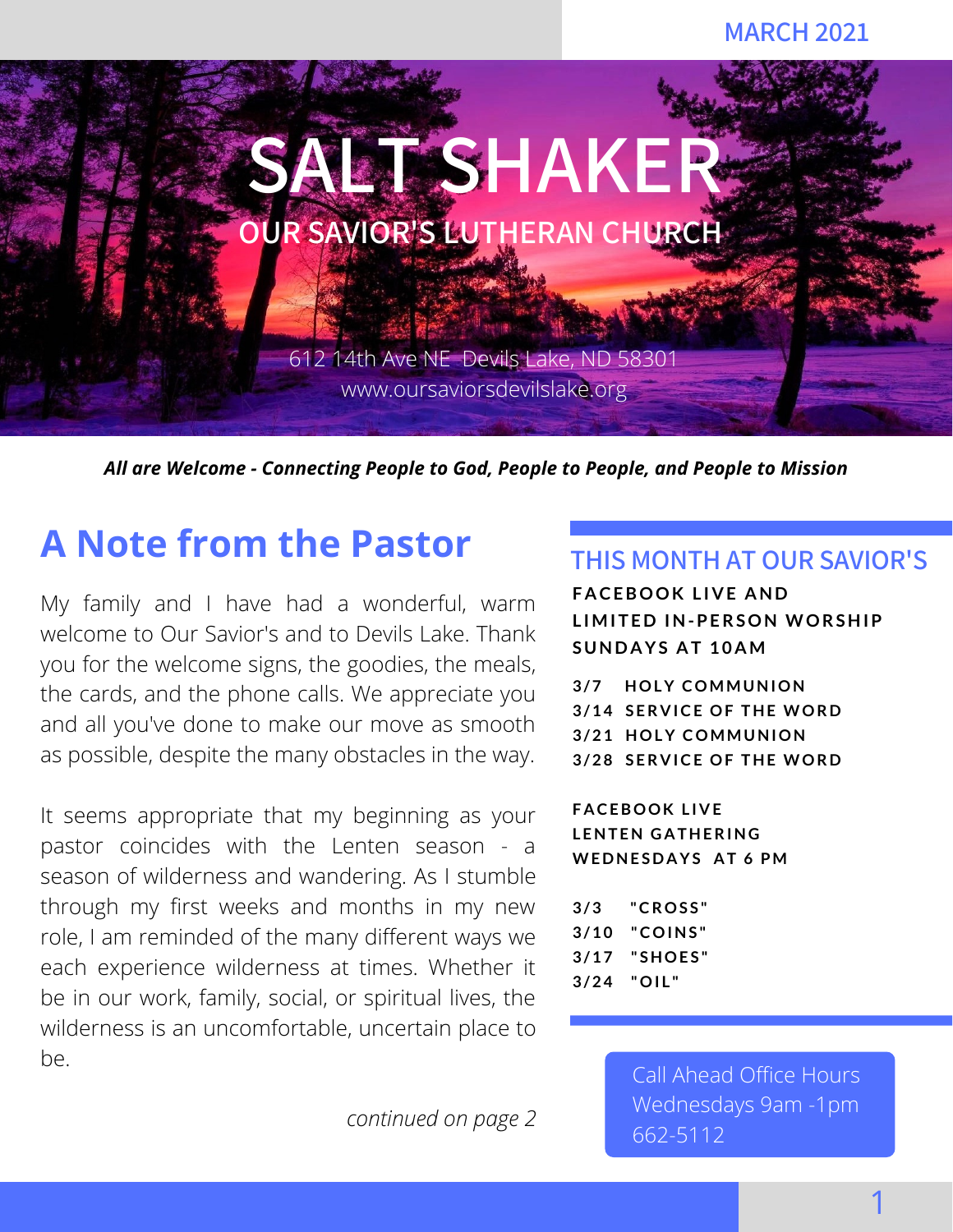MARCH 2021

# SALT SHAKER

## OUR SAVIOR'S LUTHERAN CHURCH

612 14th Ave NE Devils Lake, ND 58301
www.oursaviorsdevilslake.org

***All are Welcome - Connecting People to God, People to People, and People to Mission***

## A Note from the Pastor

My family and I have had a wonderful, warm welcome to Our Savior's and to Devils Lake. Thank you for the welcome signs, the goodies, the meals, the cards, and the phone calls. We appreciate you and all you've done to make our move as smooth as possible, despite the many obstacles in the way.

It seems appropriate that my beginning as your pastor coincides with the Lenten season - a season of wilderness and wandering. As I stumble through my first weeks and months in my new role, I am reminded of the many different ways we each experience wilderness at times. Whether it be in our work, family, social, or spiritual lives, the wilderness is an uncomfortable, uncertain place to be.

*continued on page 2*

## THIS MONTH AT OUR SAVIOR'S

**FACEBOOK LIVE AND LIMITED IN-PERSON WORSHIP SUNDAYS AT 10AM**

**3/7 HOLY COMMUNION**
**3/14 SERVICE OF THE WORD**
**3/21 HOLY COMMUNION**
**3/28 SERVICE OF THE WORD**

**FACEBOOK LIVE LENTEN GATHERING WEDNESDAYS AT 6 PM**

**3/3 "CROSS"**
**3/10 "COINS"**
**3/17 "SHOES"**
**3/24 "OIL"**

Call Ahead Office Hours
Wednesdays 9am -1pm
662-5112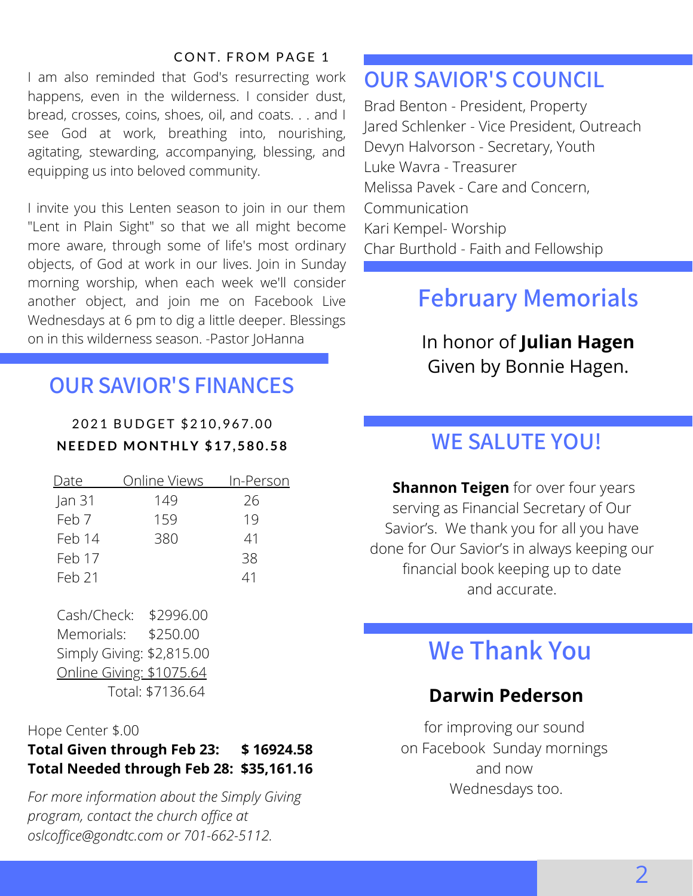CONT. FROM PAGE 1

I am also reminded that God's resurrecting work happens, even in the wilderness. I consider dust, bread, crosses, coins, shoes, oil, and coats. . . and I see God at work, breathing into, nourishing, agitating, stewarding, accompanying, blessing, and equipping us into beloved community.

I invite you this Lenten season to join in our them "Lent in Plain Sight" so that we all might become more aware, through some of life's most ordinary objects, of God at work in our lives. Join in Sunday morning worship, when each week we'll consider another object, and join me on Facebook Live Wednesdays at 6 pm to dig a little deeper. Blessings on in this wilderness season. -Pastor JoHanna

## OUR SAVIOR'S FINANCES

2021 BUDGET $210,967.00

**NEEDED MONTHLY $17,580.58**

| Date | Online Views | In-Person |
|---|---|---|
| Jan 31 | 149 | 26 |
| Feb 7 | 159 | 19 |
| Feb 14 | 380 | 41 |
| Feb 17 | | 38 |
| Feb 21 | | 41 |

Cash/Check: $2996.00
Memorials: $250.00
Simply Giving: $2,815.00
Online Giving: $1075.64
Total: $7136.64

Hope Center $.00
**Total Given through Feb 23: $ 16924.58**
**Total Needed through Feb 28: $35,161.16**

*For more information about the Simply Giving program, contact the church office at oslcoffice@gondtc.com or 701-662-5112.*

## OUR SAVIOR'S COUNCIL

Brad Benton - President, Property
Jared Schlenker - Vice President, Outreach
Devyn Halvorson - Secretary, Youth
Luke Wavra - Treasurer
Melissa Pavek - Care and Concern, Communication
Kari Kempel- Worship
Char Burthold - Faith and Fellowship

## February Memorials

In honor of **Julian Hagen**
Given by Bonnie Hagen.

## WE SALUTE YOU!

**Shannon Teigen** for over four years serving as Financial Secretary of Our Savior's. We thank you for all you have done for Our Savior's in always keeping our financial book keeping up to date and accurate.

## We Thank You

**Darwin Pederson**

for improving our sound on Facebook Sunday mornings and now Wednesdays too.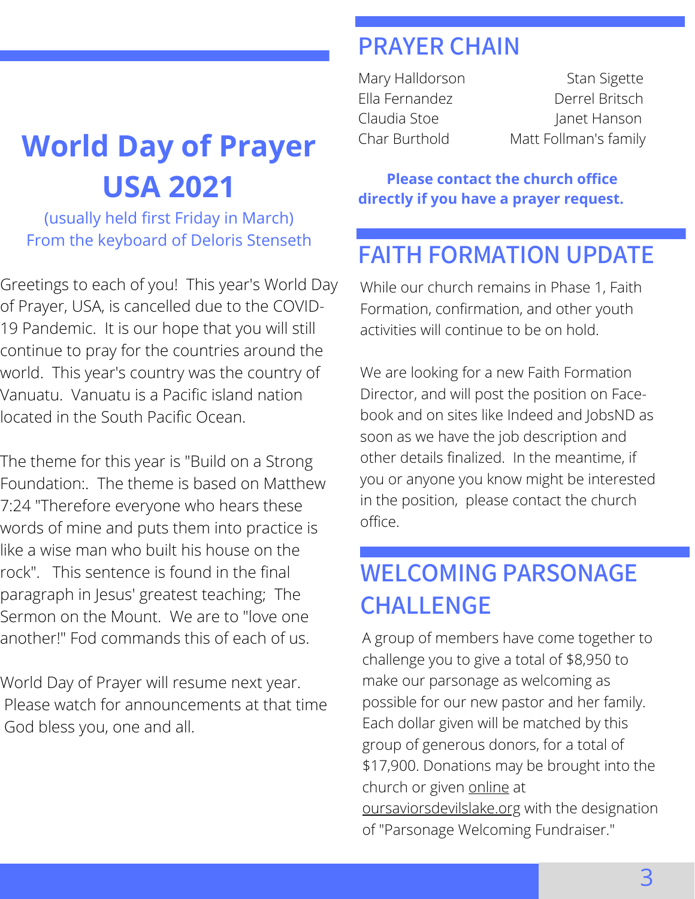# World Day of Prayer USA 2021

(usually held first Friday in March)
From the keyboard of Deloris Stenseth

Greetings to each of you! This year's World Day of Prayer, USA, is cancelled due to the COVID-19 Pandemic. It is our hope that you will still continue to pray for the countries around the world. This year's country was the country of Vanuatu. Vanuatu is a Pacific island nation located in the South Pacific Ocean.

The theme for this year is "Build on a Strong Foundation:. The theme is based on Matthew 7:24 "Therefore everyone who hears these words of mine and puts them into practice is like a wise man who built his house on the rock". This sentence is found in the final paragraph in Jesus' greatest teaching; The Sermon on the Mount. We are to "love one another!" Fod commands this of each of us.

World Day of Prayer will resume next year. Please watch for announcements at that time God bless you, one and all.

## PRAYER CHAIN

| | |
|---|---|
| Mary Halldorson | Stan Sigette |
| Ella Fernandez | Derrel Britsch |
| Claudia Stoe | Janet Hanson |
| Char Burthold | Matt Follman's family |

**Please contact the church office directly if you have a prayer request.**

## FAITH FORMATION UPDATE

While our church remains in Phase 1, Faith Formation, confirmation, and other youth activities will continue to be on hold.

We are looking for a new Faith Formation Director, and will post the position on Face-book and on sites like Indeed and JobsND as soon as we have the job description and other details finalized. In the meantime, if you or anyone you know might be interested in the position, please contact the church office.

## WELCOMING PARSONAGE CHALLENGE

A group of members have come together to challenge you to give a total of $8,950 to make our parsonage as welcoming as possible for our new pastor and her family. Each dollar given will be matched by this group of generous donors, for a total of $17,900. Donations may be brought into the church or given online at oursaviorsdevilslake.org with the designation of "Parsonage Welcoming Fundraiser."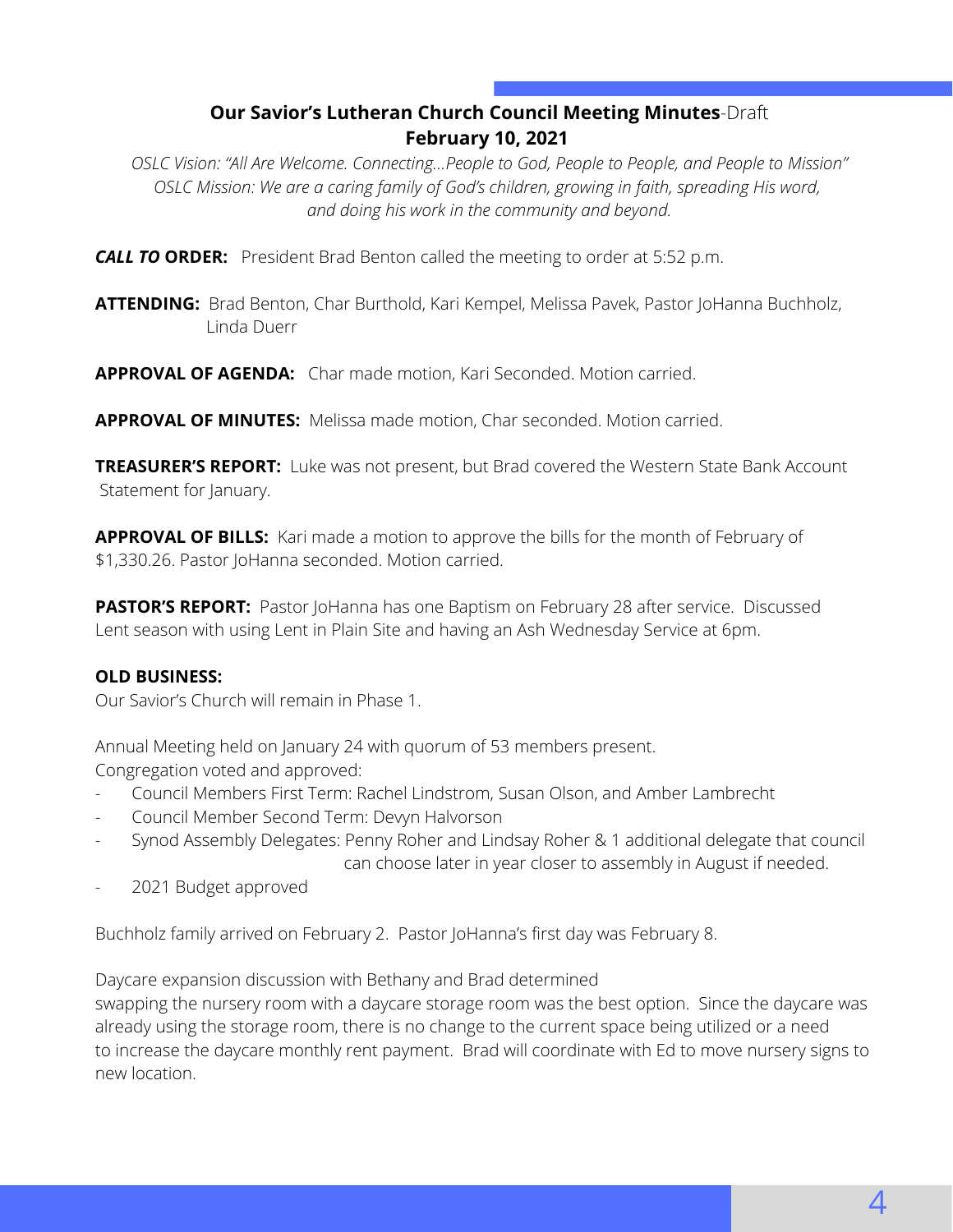# **Our Savior's Lutheran Church Council Meeting Minutes**-Draft
## **February 10, 2021**

*OSLC Vision: "All Are Welcome. Connecting...People to God, People to People, and People to Mission"*
*OSLC Mission: We are a caring family of God's children, growing in faith, spreading His word, and doing his work in the community and beyond.*

***CALL TO* ORDER:** President Brad Benton called the meeting to order at 5:52 p.m.

**ATTENDING:** Brad Benton, Char Burthold, Kari Kempel, Melissa Pavek, Pastor JoHanna Buchholz, Linda Duerr

**APPROVAL OF AGENDA:** Char made motion, Kari Seconded. Motion carried.

**APPROVAL OF MINUTES:** Melissa made motion, Char seconded. Motion carried.

**TREASURER'S REPORT:** Luke was not present, but Brad covered the Western State Bank Account Statement for January.

**APPROVAL OF BILLS:** Kari made a motion to approve the bills for the month of February of $1,330.26. Pastor JoHanna seconded. Motion carried.

**PASTOR'S REPORT:** Pastor JoHanna has one Baptism on February 28 after service. Discussed Lent season with using Lent in Plain Site and having an Ash Wednesday Service at 6pm.

**OLD BUSINESS:**

Our Savior's Church will remain in Phase 1.

Annual Meeting held on January 24 with quorum of 53 members present.
Congregation voted and approved:

- Council Members First Term: Rachel Lindstrom, Susan Olson, and Amber Lambrecht
- Council Member Second Term: Devyn Halvorson
- Synod Assembly Delegates: Penny Roher and Lindsay Roher & 1 additional delegate that council can choose later in year closer to assembly in August if needed.
- 2021 Budget approved

Buchholz family arrived on February 2. Pastor JoHanna's first day was February 8.

Daycare expansion discussion with Bethany and Brad determined swapping the nursery room with a daycare storage room was the best option. Since the daycare was already using the storage room, there is no change to the current space being utilized or a need to increase the daycare monthly rent payment. Brad will coordinate with Ed to move nursery signs to new location.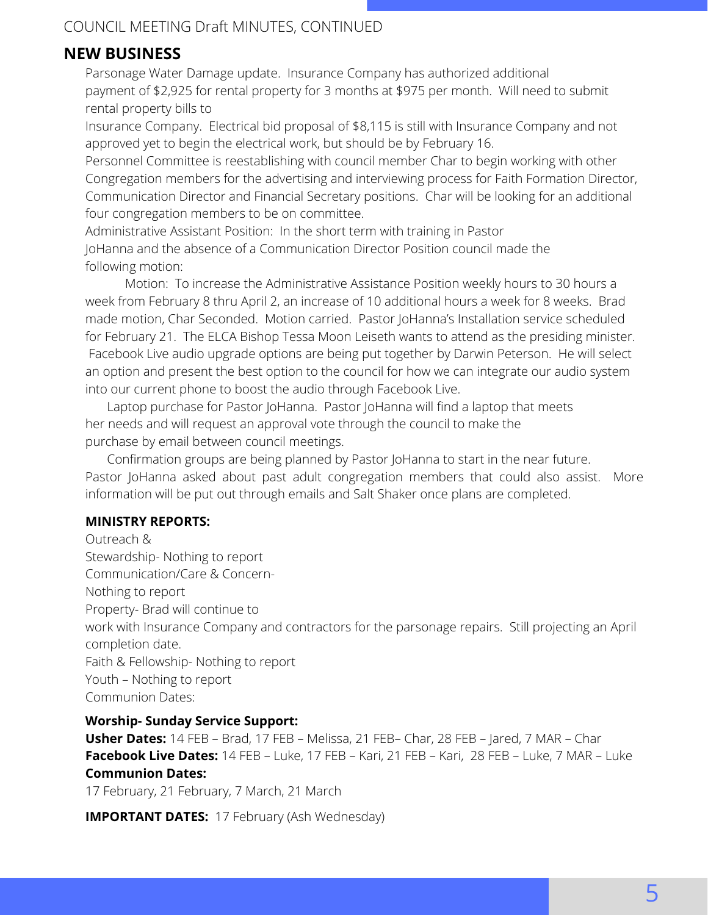COUNCIL MEETING Draft MINUTES, CONTINUED

## NEW BUSINESS

Parsonage Water Damage update. Insurance Company has authorized additional payment of $2,925 for rental property for 3 months at $975 per month. Will need to submit rental property bills to Insurance Company. Electrical bid proposal of $8,115 is still with Insurance Company and not approved yet to begin the electrical work, but should be by February 16.

Personnel Committee is reestablishing with council member Char to begin working with other Congregation members for the advertising and interviewing process for Faith Formation Director, Communication Director and Financial Secretary positions. Char will be looking for an additional four congregation members to be on committee.

Administrative Assistant Position: In the short term with training in Pastor JoHanna and the absence of a Communication Director Position council made the following motion:

Motion: To increase the Administrative Assistance Position weekly hours to 30 hours a week from February 8 thru April 2, an increase of 10 additional hours a week for 8 weeks. Brad made motion, Char Seconded. Motion carried. Pastor JoHanna's Installation service scheduled for February 21. The ELCA Bishop Tessa Moon Leiseth wants to attend as the presiding minister. Facebook Live audio upgrade options are being put together by Darwin Peterson. He will select an option and present the best option to the council for how we can integrate our audio system into our current phone to boost the audio through Facebook Live.

Laptop purchase for Pastor JoHanna. Pastor JoHanna will find a laptop that meets her needs and will request an approval vote through the council to make the purchase by email between council meetings.

Confirmation groups are being planned by Pastor JoHanna to start in the near future. Pastor JoHanna asked about past adult congregation members that could also assist. More information will be put out through emails and Salt Shaker once plans are completed.

**MINISTRY REPORTS:**

Outreach & Stewardship- Nothing to report

Communication/Care & Concern- Nothing to report

Property- Brad will continue to work with Insurance Company and contractors for the parsonage repairs. Still projecting an April completion date.

Faith & Fellowship- Nothing to report

Youth – Nothing to report

Communion Dates:

**Worship- Sunday Service Support:**

**Usher Dates:** 14 FEB – Brad, 17 FEB – Melissa, 21 FEB– Char, 28 FEB – Jared, 7 MAR – Char

**Facebook Live Dates:** 14 FEB – Luke, 17 FEB – Kari, 21 FEB – Kari, 28 FEB – Luke, 7 MAR – Luke

**Communion Dates:**

17 February, 21 February, 7 March, 21 March

**IMPORTANT DATES:** 17 February (Ash Wednesday)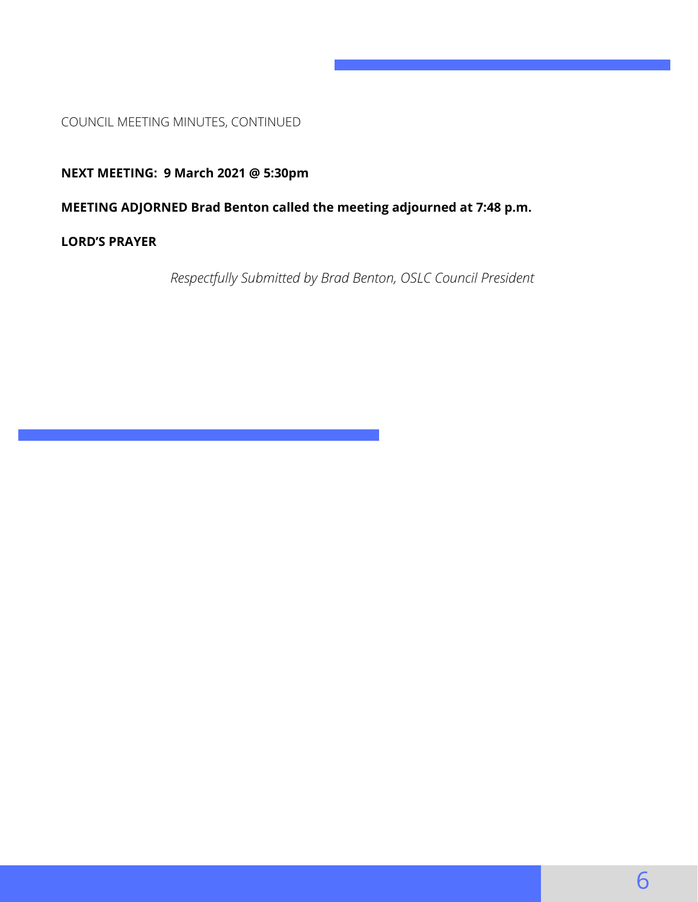COUNCIL MEETING MINUTES, CONTINUED

**NEXT MEETING: 9 March 2021 @ 5:30pm**

**MEETING ADJORNED Brad Benton called the meeting adjourned at 7:48 p.m.**

**LORD'S PRAYER**

*Respectfully Submitted by Brad Benton, OSLC Council President*